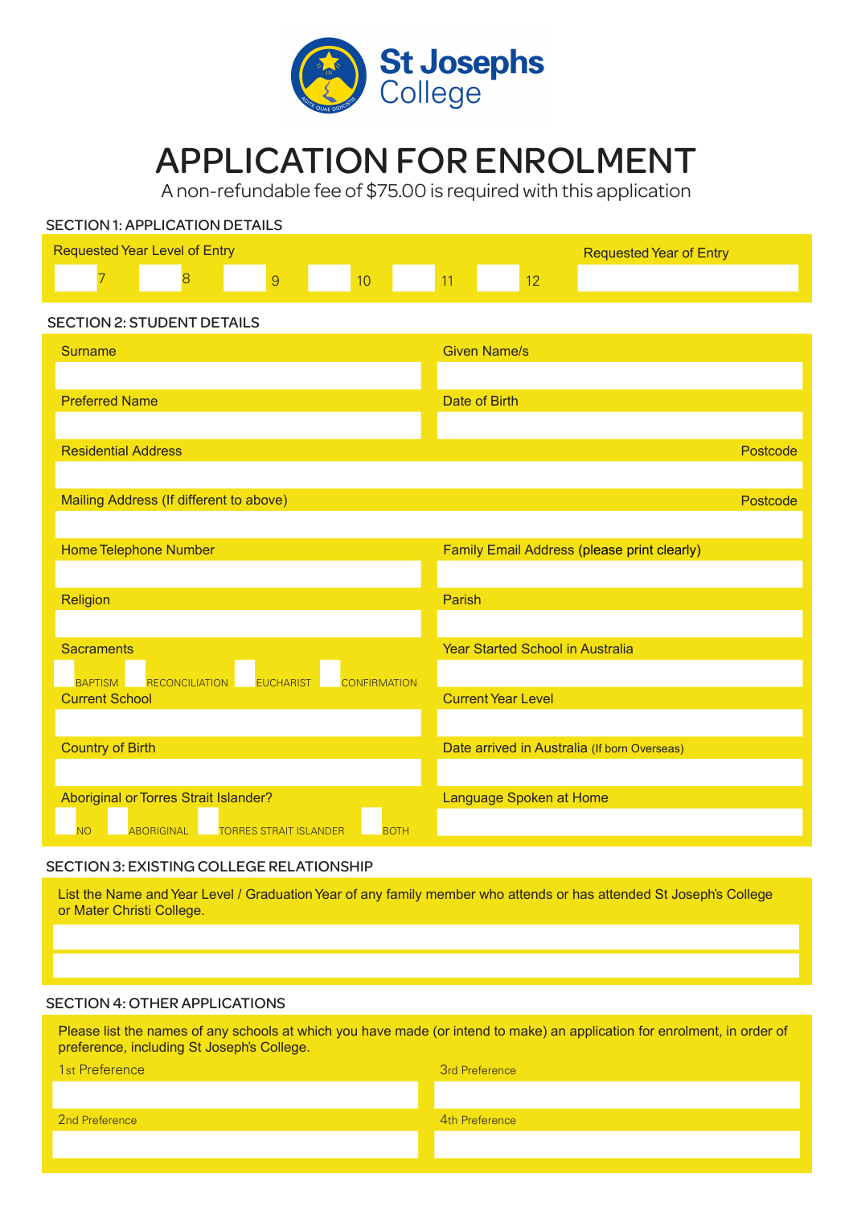St Josephs College

# APPLICATION FOR ENROLMENT

A non-refundable fee of $75.00 is required with this application

## SECTION 1: APPLICATION DETAILS

Requested Year Level of Entry

☐ 7 ☐ 8 ☐ 9 ☐ 10 ☐ 11 ☐ 12

Requested Year of Entry

## SECTION 2: STUDENT DETAILS

Surname

Given Name/s

Preferred Name

Date of Birth

Residential Address  Postcode

Mailing Address (If different to above)  Postcode

Home Telephone Number

Family Email Address (please print clearly)

Religion

Parish

Sacraments

☐ BAPTISM ☐ RECONCILIATION ☐ EUCHARIST ☐ CONFIRMATION

Year Started School in Australia

Current School

Current Year Level

Country of Birth

Date arrived in Australia (If born Overseas)

Aboriginal or Torres Strait Islander?

☐ NO ☐ ABORIGINAL ☐ TORRES STRAIT ISLANDER ☐ BOTH

Language Spoken at Home

## SECTION 3: EXISTING COLLEGE RELATIONSHIP

List the Name and Year Level / Graduation Year of any family member who attends or has attended St Joseph's College or Mater Christi College.

## SECTION 4: OTHER APPLICATIONS

Please list the names of any schools at which you have made (or intend to make) an application for enrolment, in order of preference, including St Joseph's College.

1st Preference

2nd Preference

3rd Preference

4th Preference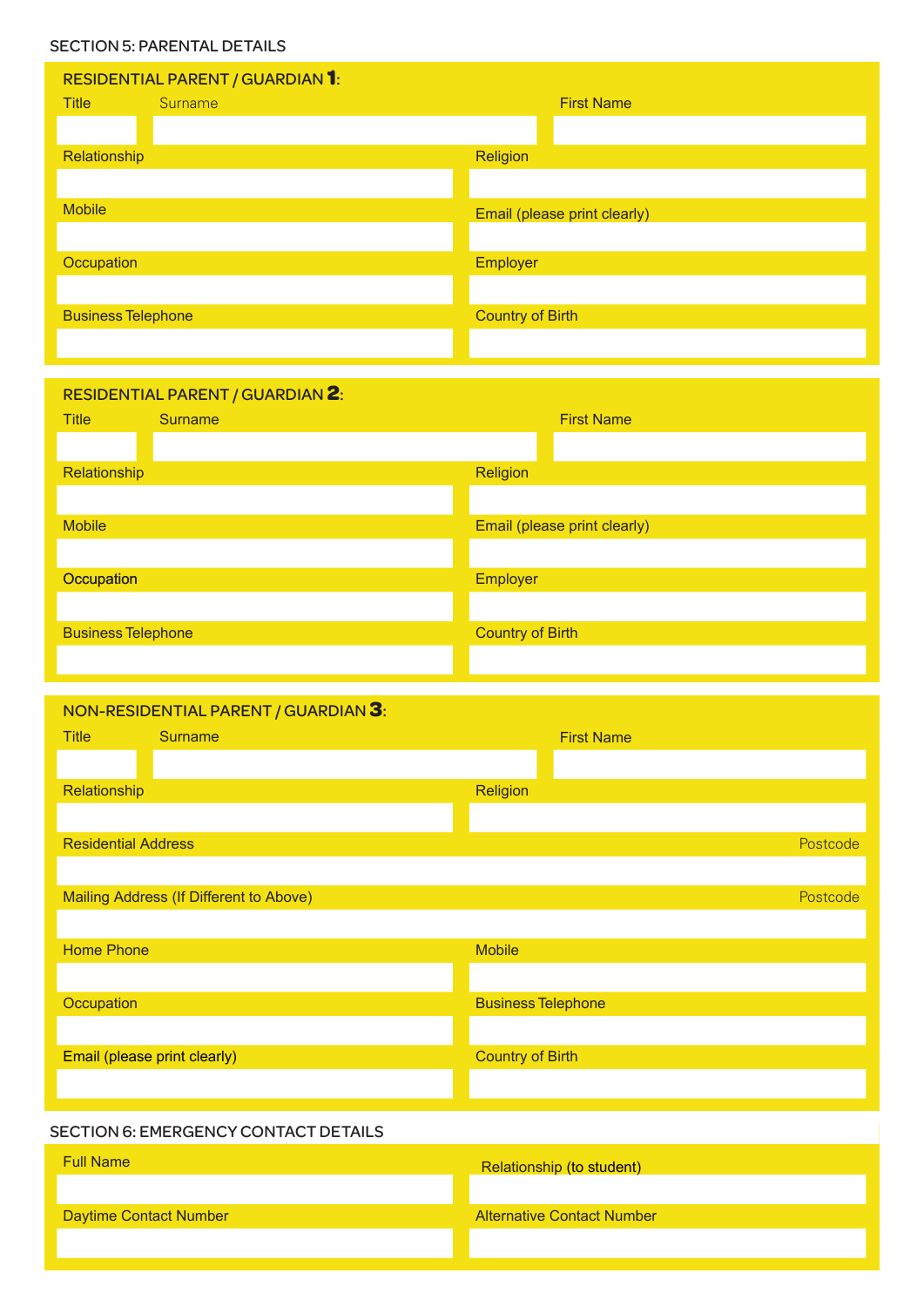## SECTION 5: PARENTAL DETAILS

### RESIDENTIAL PARENT / GUARDIAN 1:

Title

Surname

First Name

Relationship

Religion

Mobile

Email (please print clearly)

Occupation

Employer

Business Telephone

Country of Birth

### RESIDENTIAL PARENT / GUARDIAN 2:

Title

Surname

First Name

Relationship

Religion

Mobile

Email (please print clearly)

Occupation

Employer

Business Telephone

Country of Birth

### NON-RESIDENTIAL PARENT / GUARDIAN 3:

Title

Surname

First Name

Relationship

Religion

Residential Address

Postcode

Mailing Address (If Different to Above)

Postcode

Home Phone

Mobile

Occupation

Business Telephone

Email (please print clearly)

Country of Birth

## SECTION 6: EMERGENCY CONTACT DETAILS

Full Name

Relationship (to student)

Daytime Contact Number

Alternative Contact Number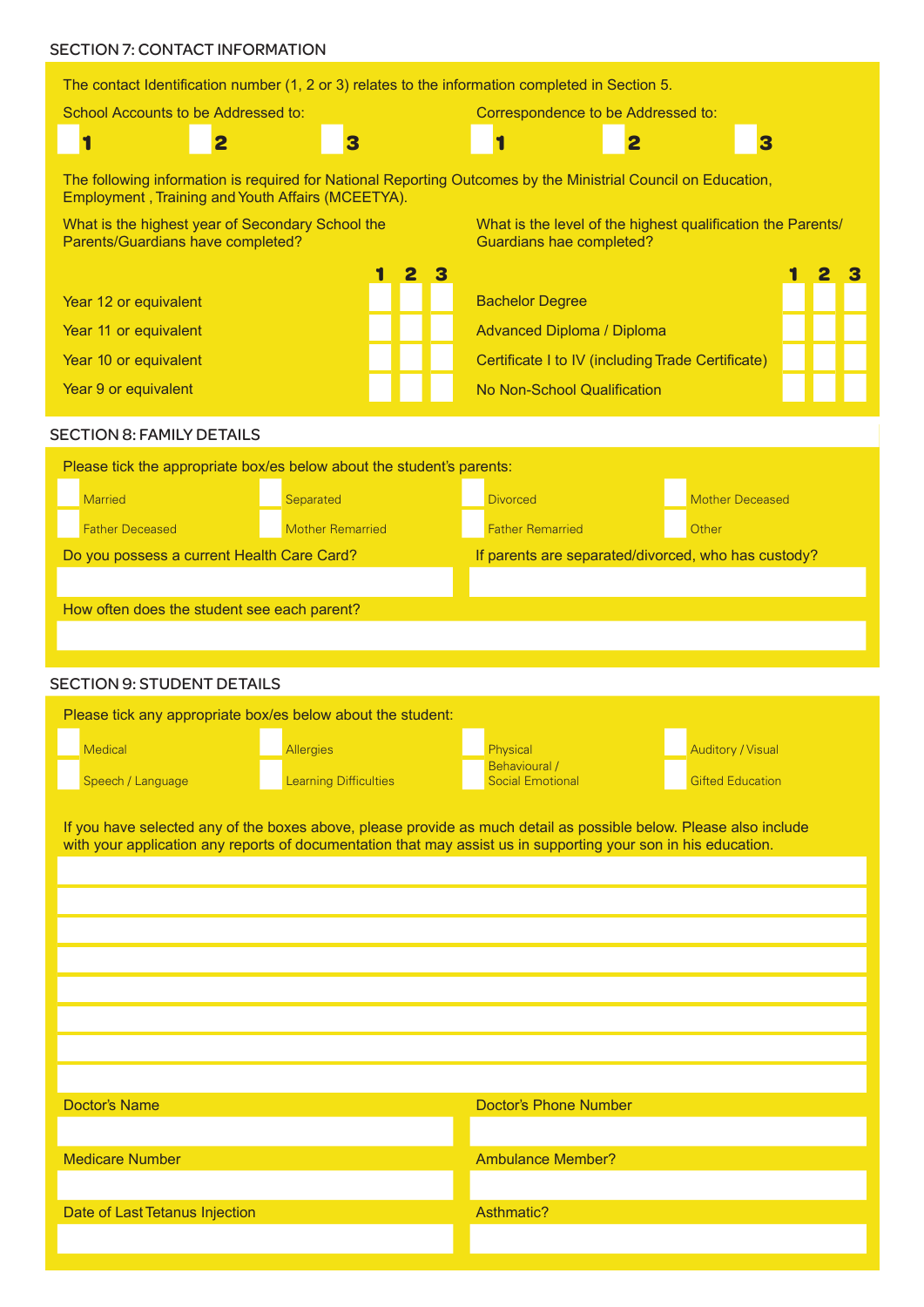## SECTION 7: CONTACT INFORMATION

The contact Identification number (1, 2 or 3) relates to the information completed in Section 5.

School Accounts to be Addressed to:

☐ 1 ☐ 2 ☐ 3

Correspondence to be Addressed to:

☐ 1 ☐ 2 ☐ 3

The following information is required for National Reporting Outcomes by the Ministrial Council on Education, Employment , Training and Youth Affairs (MCEETYA).

What is the highest year of Secondary School the Parents/Guardians have completed?

| | 1 | 2 | 3 |
|---|---|---|---|
| Year 12 or equivalent | | | |
| Year 11 or equivalent | | | |
| Year 10 or equivalent | | | |
| Year 9 or equivalent | | | |

What is the level of the highest qualification the Parents/ Guardians hae completed?

| | 1 | 2 | 3 |
|---|---|---|---|
| Bachelor Degree | | | |
| Advanced Diploma / Diploma | | | |
| Certificate I to IV (including Trade Certificate) | | | |
| No Non-School Qualification | | | |

## SECTION 8: FAMILY DETAILS

Please tick the appropriate box/es below about the student's parents:

☐ Married ☐ Separated ☐ Divorced ☐ Mother Deceased

☐ Father Deceased ☐ Mother Remarried ☐ Father Remarried ☐ Other

Do you possess a current Health Care Card?

If parents are separated/divorced, who has custody?

How often does the student see each parent?

## SECTION 9: STUDENT DETAILS

Please tick any appropriate box/es below about the student:

☐ Medical ☐ Allergies ☐ Physical ☐ Auditory / Visual

☐ Speech / Language ☐ Learning Difficulties ☐ Behavioural / Social Emotional ☐ Gifted Education

If you have selected any of the boxes above, please provide as much detail as possible below. Please also include with your application any reports of documentation that may assist us in supporting your son in his education.

Doctor's Name

Doctor's Phone Number

Medicare Number

Ambulance Member?

Date of Last Tetanus Injection

Asthmatic?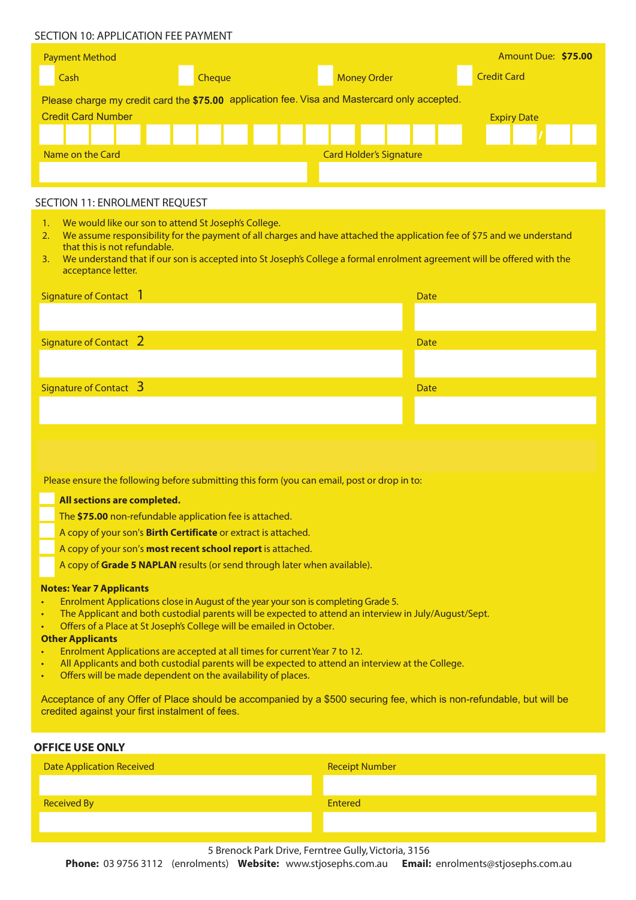## SECTION 10: APPLICATION FEE PAYMENT

Payment Method

Amount Due: **$75.00**

- [ ] Cash
- [ ] Cheque
- [ ] Money Order
- [ ] Credit Card

Please charge my credit card the **$75.00** application fee. Visa and Mastercard only accepted.

Credit Card Number

Expiry Date /

Name on the Card

Card Holder's Signature

## SECTION 11: ENROLMENT REQUEST

1. We would like our son to attend St Joseph's College.
2. We assume responsibility for the payment of all charges and have attached the application fee of $75 and we understand that this is not refundable.
3. We understand that if our son is accepted into St Joseph's College a formal enrolment agreement will be offered with the acceptance letter.

| | |
|---|---|
| Signature of Contact 1 | Date |
| Signature of Contact 2 | Date |
| Signature of Contact 3 | Date |

Please ensure the following before submitting this form (you can email, post or drop in to:

- [ ] **All sections are completed.**
- [ ] The **$75.00** non-refundable application fee is attached.
- [ ] A copy of your son's **Birth Certificate** or extract is attached.
- [ ] A copy of your son's **most recent school report** is attached.
- [ ] A copy of **Grade 5 NAPLAN** results (or send through later when available).

**Notes: Year 7 Applicants**

- Enrolment Applications close in August of the year your son is completing Grade 5.
- The Applicant and both custodial parents will be expected to attend an interview in July/August/Sept.
- Offers of a Place at St Joseph's College will be emailed in October.

**Other Applicants**

- Enrolment Applications are accepted at all times for current Year 7 to 12.
- All Applicants and both custodial parents will be expected to attend an interview at the College.
- Offers will be made dependent on the availability of places.

Acceptance of any Offer of Place should be accompanied by a $500 securing fee, which is non-refundable, but will be credited against your first instalment of fees.

## OFFICE USE ONLY

| | |
|---|---|
| Date Application Received | Receipt Number |
| Received By | Entered |

5 Brenock Park Drive, Ferntree Gully, Victoria, 3156

**Phone:** 03 9756 3112 (enrolments) **Website:** www.stjosephs.com.au **Email:** enrolments@stjosephs.com.au